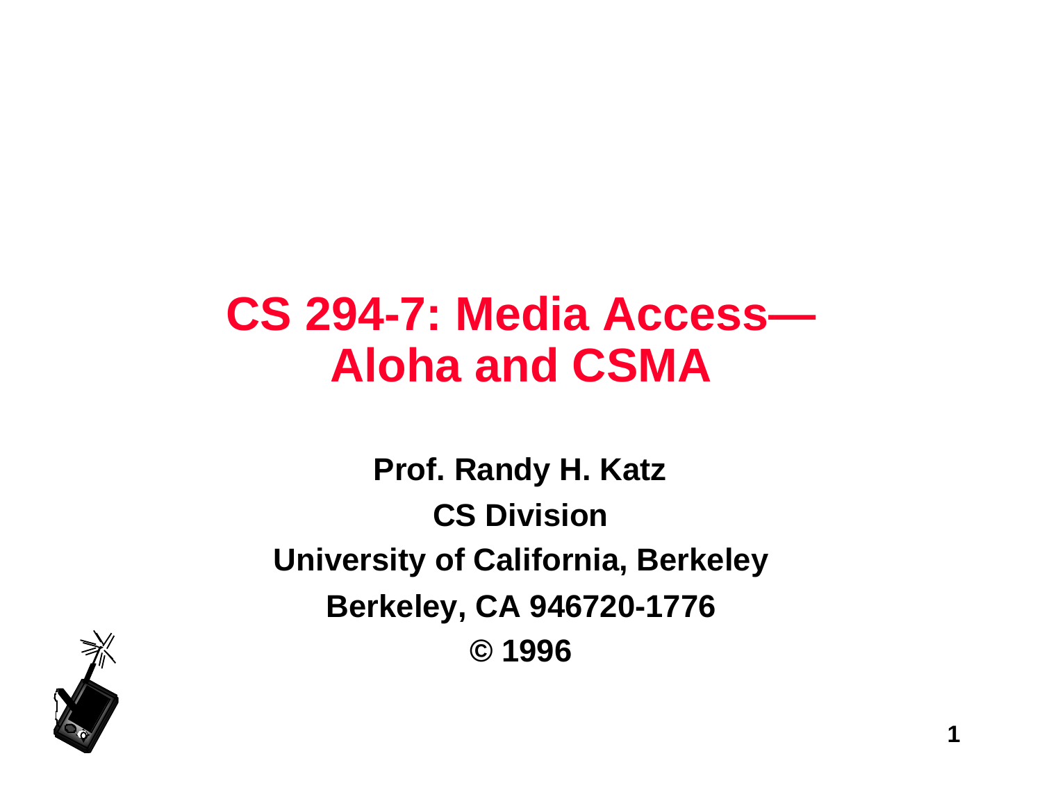# CS 294-7: Media Access—Aloha and CSMA

**Prof. Randy H. Katz**

**CS Division**

**University of California, Berkeley**

**Berkeley, CA 946720-1776**

**© 1996**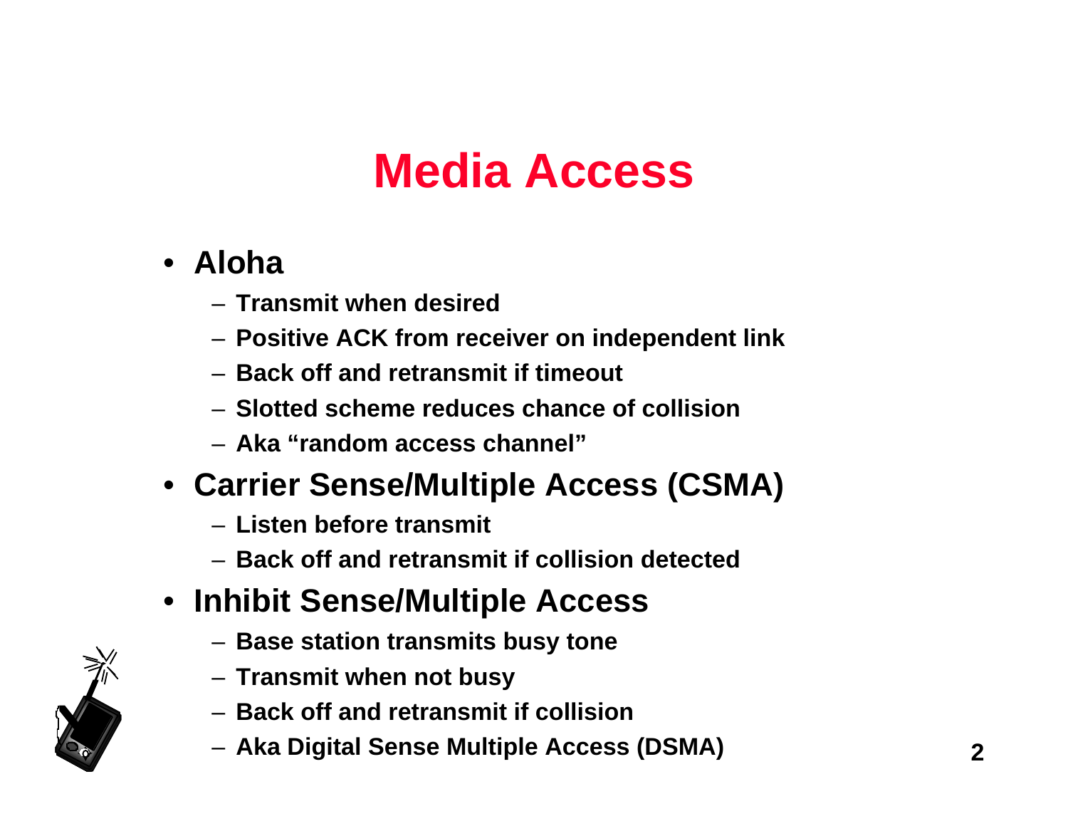# Media Access

- **Aloha**
  - **Transmit when desired**
  - **Positive ACK from receiver on independent link**
  - **Back off and retransmit if timeout**
  - **Slotted scheme reduces chance of collision**
  - **Aka “random access channel”**
- **Carrier Sense/Multiple Access (CSMA)**
  - **Listen before transmit**
  - **Back off and retransmit if collision detected**
- **Inhibit Sense/Multiple Access**
  - **Base station transmits busy tone**
  - **Transmit when not busy**
  - **Back off and retransmit if collision**
  - **Aka Digital Sense Multiple Access (DSMA)**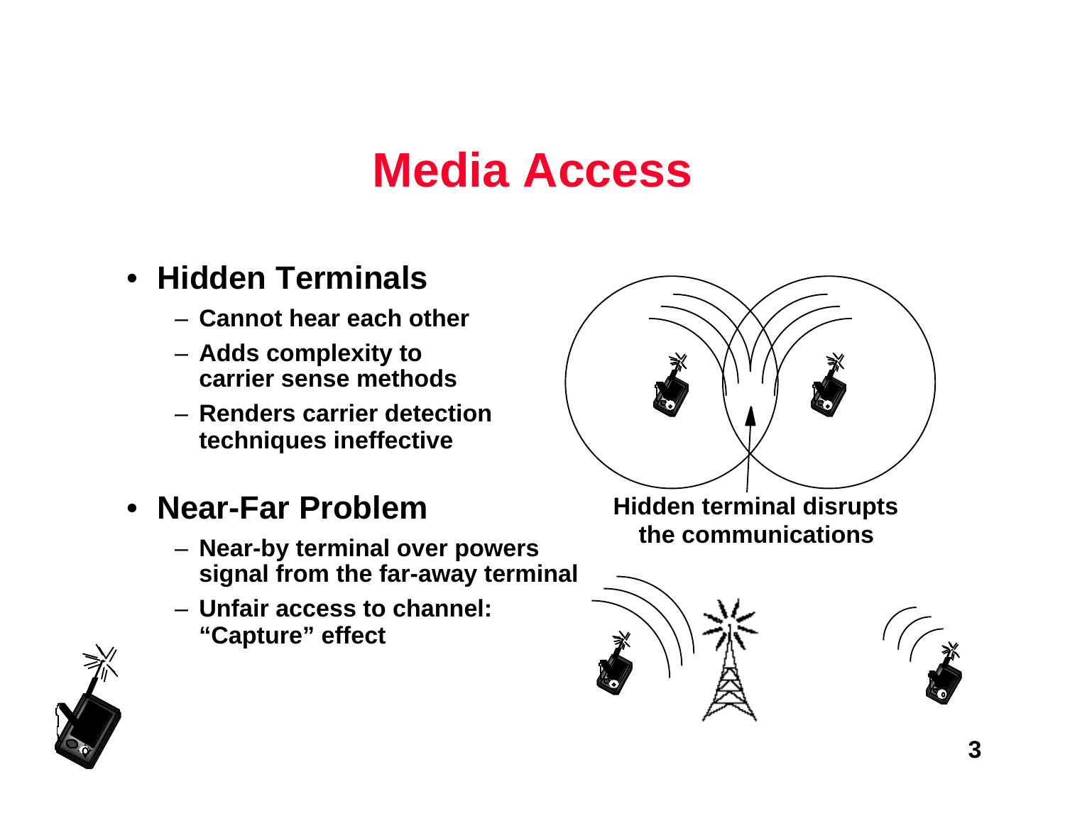# Media Access

- **Hidden Terminals**
  - Cannot hear each other
  - Adds complexity to carrier sense methods
  - Renders carrier detection techniques ineffective

**Hidden terminal disrupts the communications**

- **Near-Far Problem**
  - Near-by terminal over powers signal from the far-away terminal
  - Unfair access to channel: "Capture" effect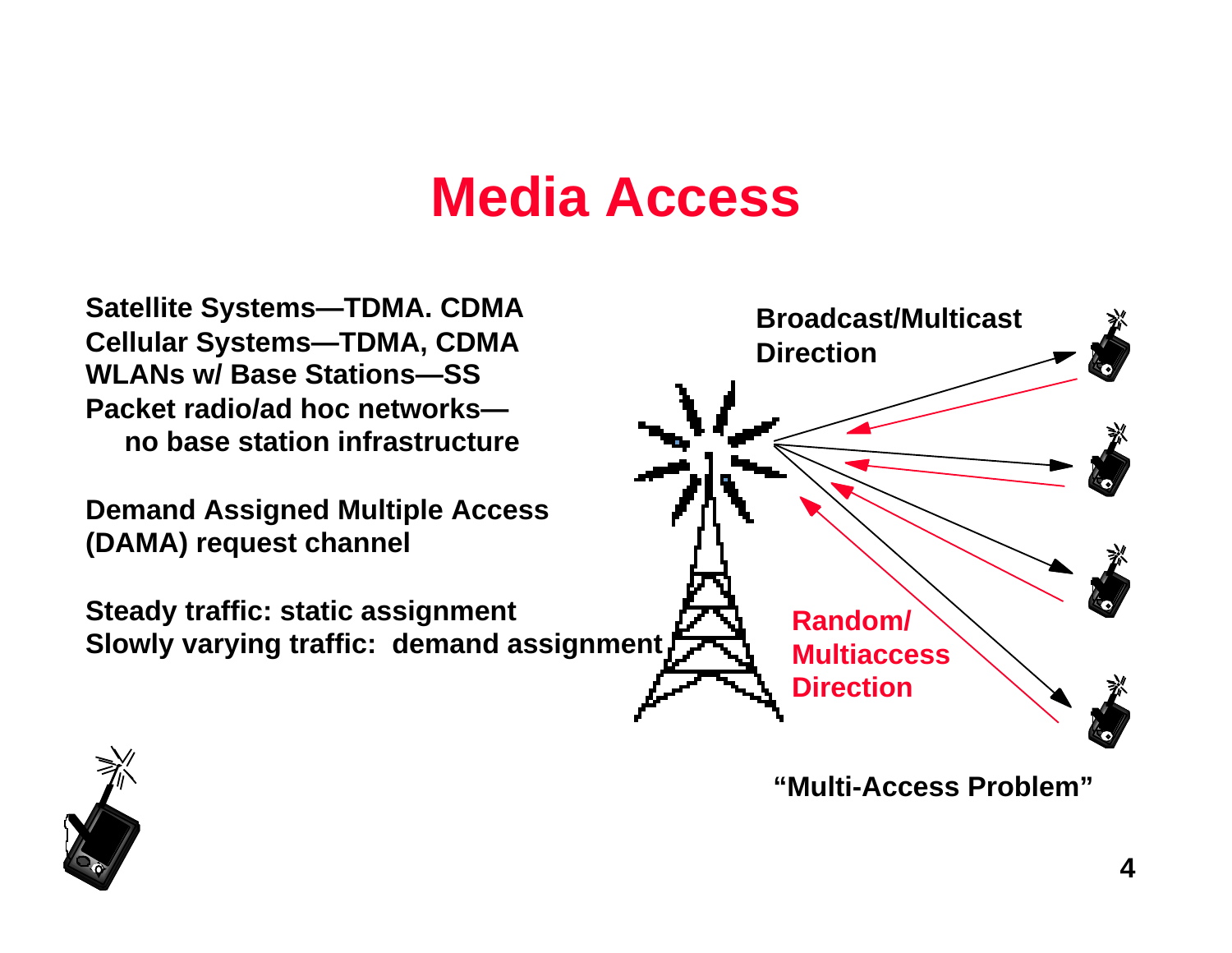# Media Access

Satellite Systems—TDMA. CDMA
Cellular Systems—TDMA, CDMA
WLANs w/ Base Stations—SS
Packet radio/ad hoc networks—
  no base station infrastructure

Demand Assigned Multiple Access (DAMA) request channel

Steady traffic: static assignment
Slowly varying traffic: demand assignment

Broadcast/Multicast Direction

Random/ Multiaccess Direction

"Multi-Access Problem"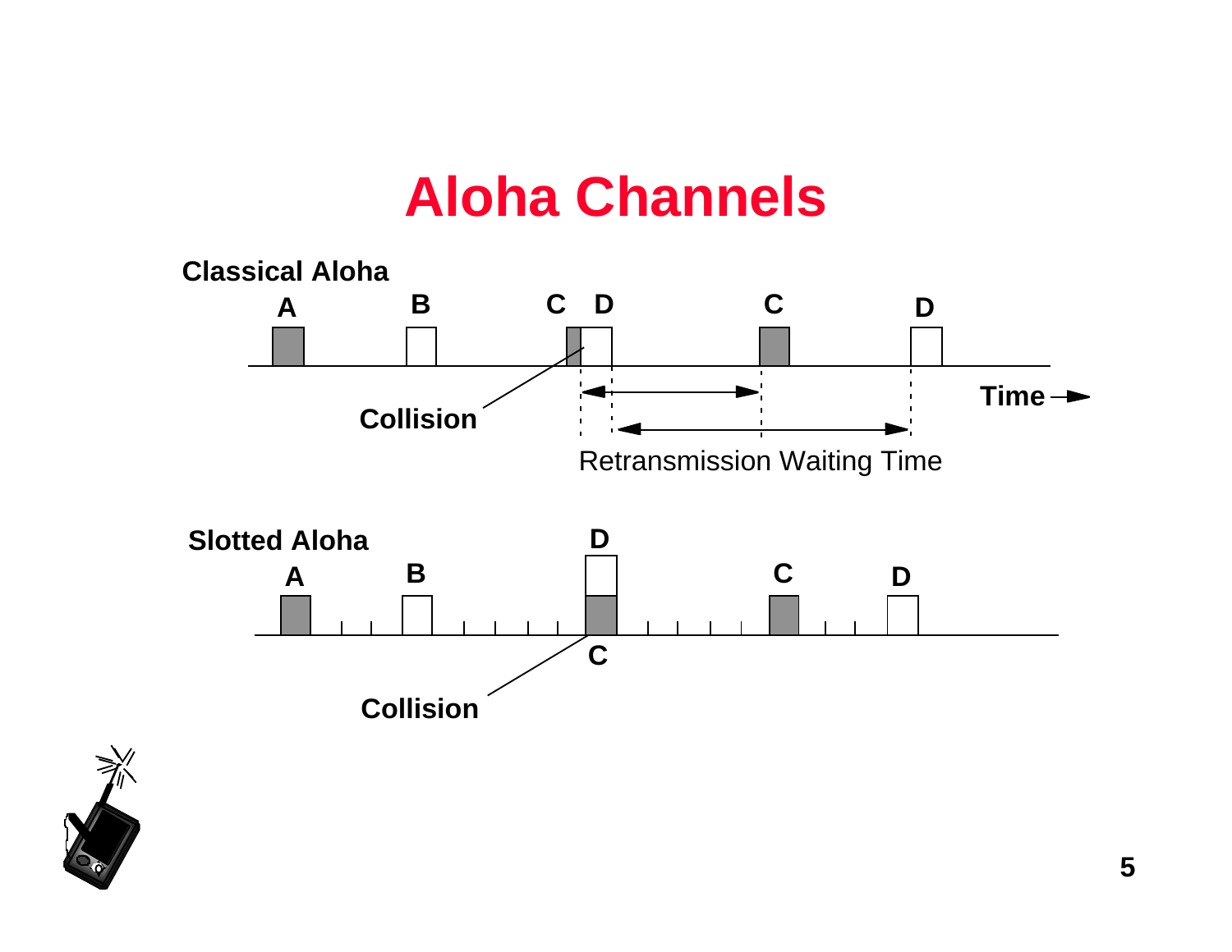# Aloha Channels

**Classical Aloha**

A B C D C D

Collision

Time

Retransmission Waiting Time

**Slotted Aloha**

A B D C D

C

Collision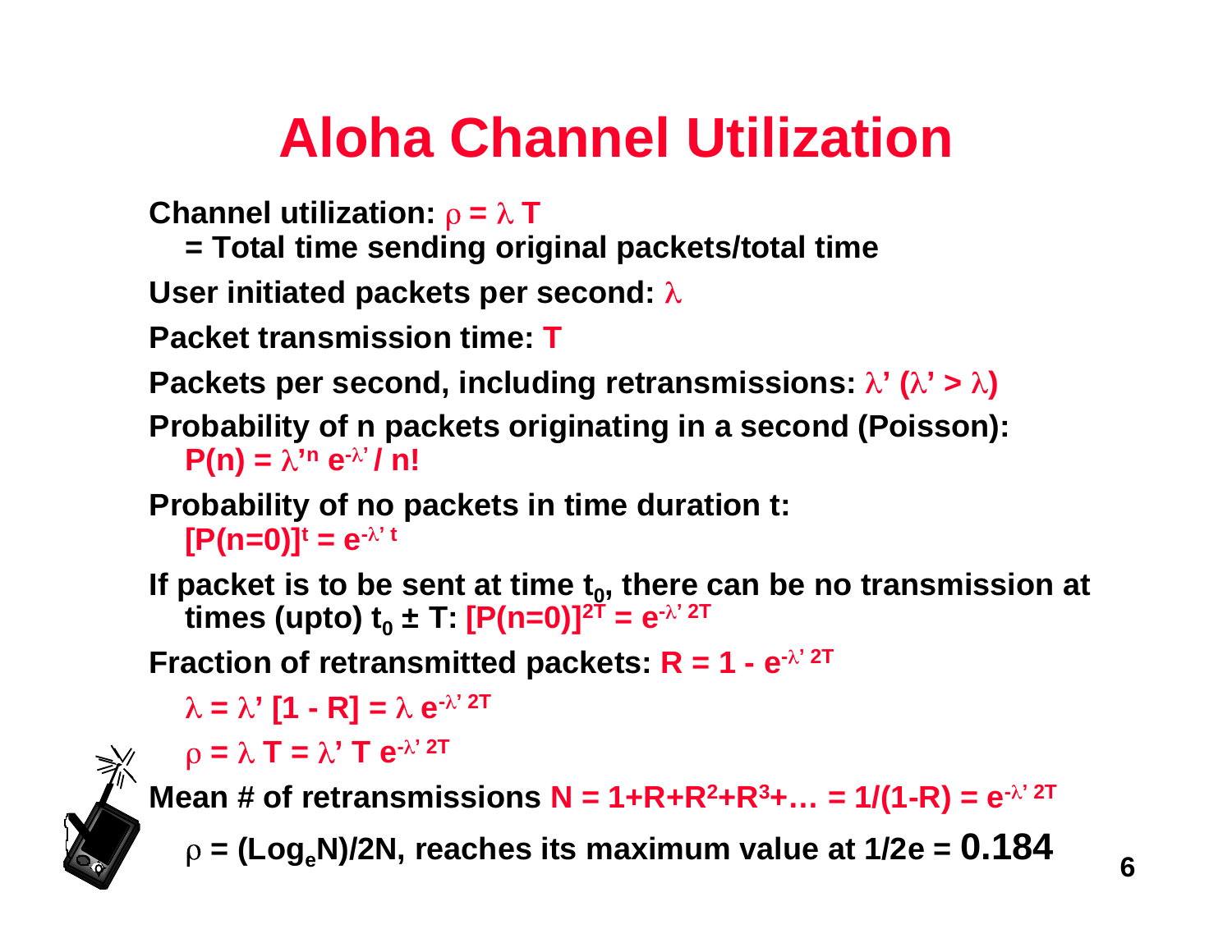# Aloha Channel Utilization

**Channel utilization:** $\rho = \lambda T$

**= Total time sending original packets/total time**

**User initiated packets per second:** $\lambda$

**Packet transmission time:** $T$

**Packets per second, including retransmissions:** $\lambda'$ ($\lambda' > \lambda$)

**Probability of n packets originating in a second (Poisson):**

$P(n) = \lambda'^{n} e^{-\lambda'} / n!$

**Probability of no packets in time duration t:**

$[P(n=0)]^{t} = e^{-\lambda' t}$

**If packet is to be sent at time $t_0$, there can be no transmission at times (upto) $t_0 \pm T$:** $[P(n=0)]^{2T} = e^{-\lambda' 2T}$

**Fraction of retransmitted packets:** $R = 1 - e^{-\lambda' 2T}$

$\lambda = \lambda' [1 - R] = \lambda e^{-\lambda' 2T}$

$\rho = \lambda T = \lambda' T e^{-\lambda' 2T}$

**Mean # of retransmissions** $N = 1+R+R^{2}+R^{3}+\ldots = 1/(1-R) = e^{-\lambda' 2T}$

$\rho$ **= $(\text{Log}_e N)/2N$, reaches its maximum value at 1/2e = 0.184**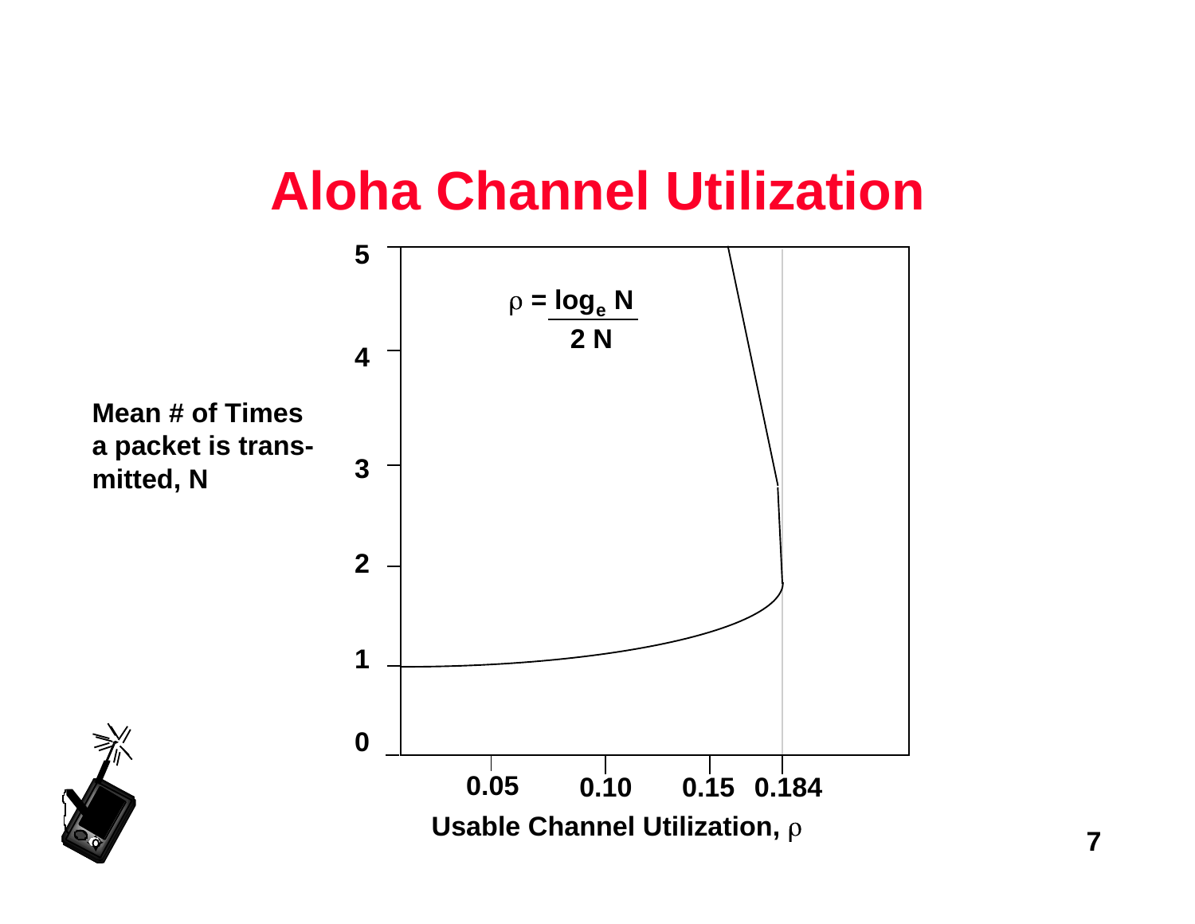# Aloha Channel Utilization

$$\rho = \frac{\log_e N}{2N}$$

Mean # of Times a packet is transmitted, N

Usable Channel Utilization, $\rho$

0, 1, 2, 3, 4, 5

0.05, 0.10, 0.15, 0.184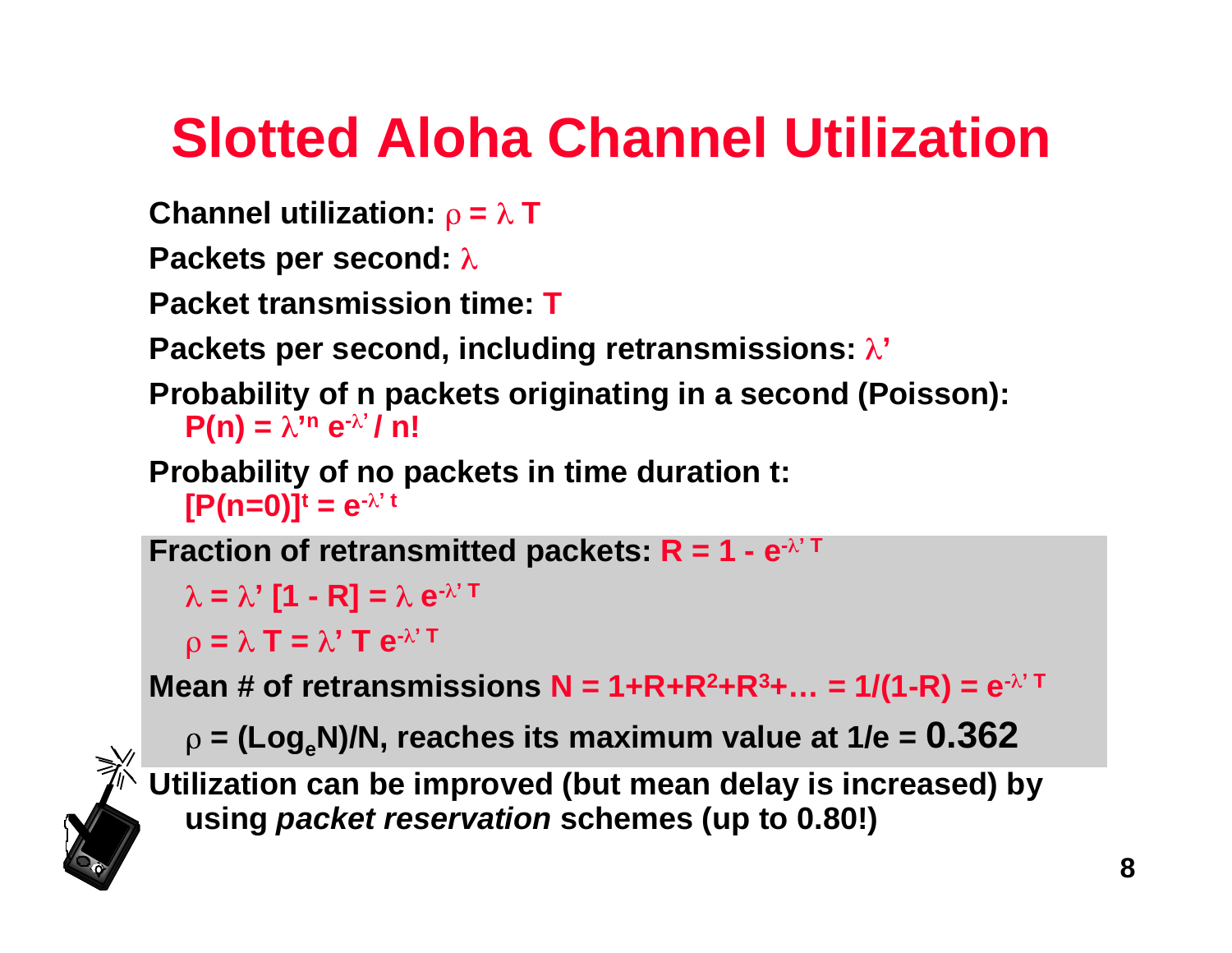# Slotted Aloha Channel Utilization

**Channel utilization:** $\rho = \lambda T$

**Packets per second:** $\lambda$

**Packet transmission time:** $T$

**Packets per second, including retransmissions:** $\lambda'$

**Probability of n packets originating in a second (Poisson):**

$P(n) = \lambda'^n e^{-\lambda'} / n!$

**Probability of no packets in time duration t:**

$[P(n=0)]^t = e^{-\lambda' t}$

**Fraction of retransmitted packets:** $R = 1 - e^{-\lambda' T}$

$\lambda = \lambda' [1 - R] = \lambda e^{-\lambda' T}$

$\rho = \lambda T = \lambda' T e^{-\lambda' T}$

**Mean # of retransmissions** $N = 1+R+R^2+R^3+\ldots = 1/(1-R) = e^{-\lambda' T}$

$\rho = (\text{Log}_e N)/N$, **reaches its maximum value at 1/e = 0.362**

**Utilization can be improved (but mean delay is increased) by using *packet reservation* schemes (up to 0.80!)**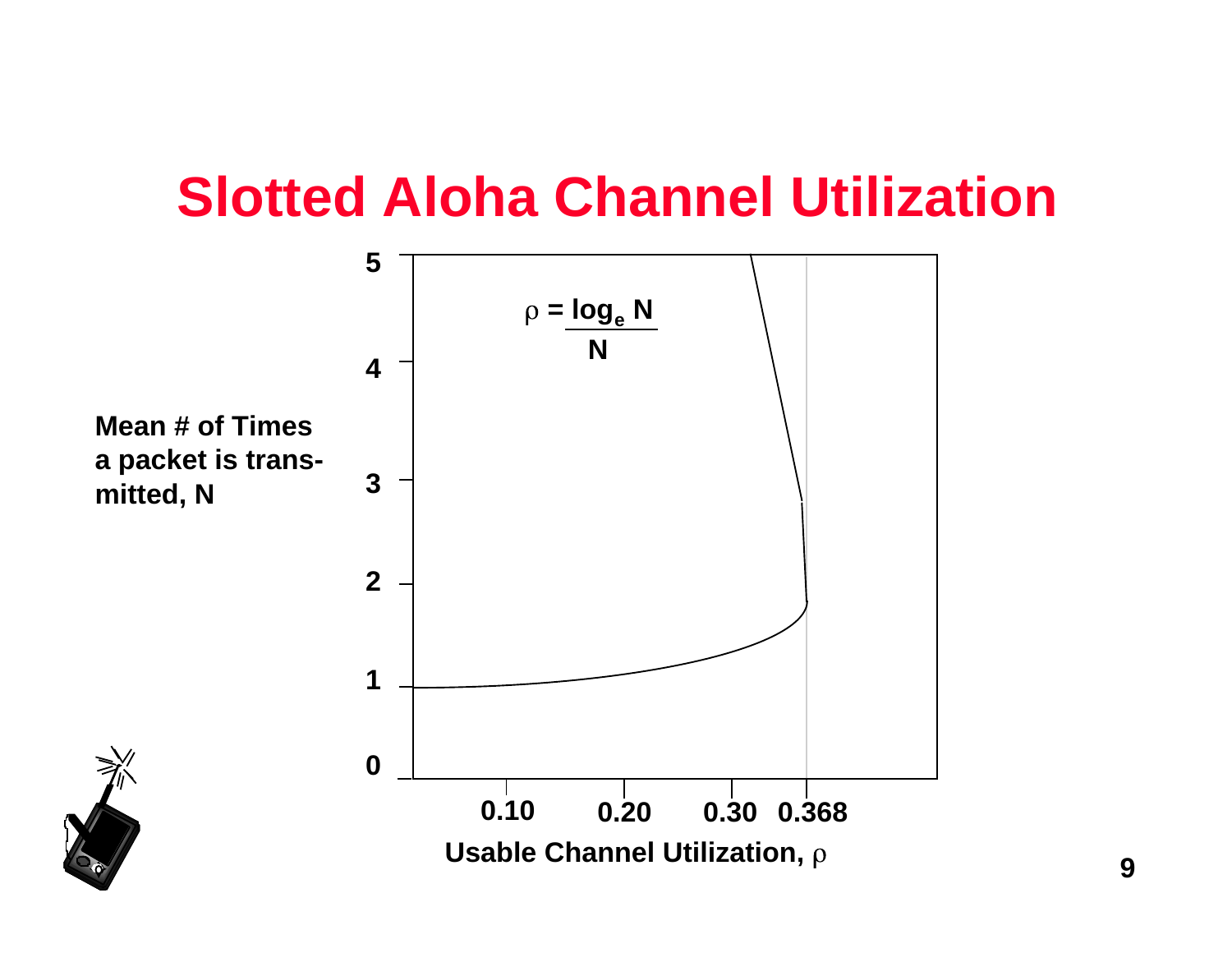# Slotted Aloha Channel Utilization

$$\rho = \frac{\log_e N}{N}$$

Mean # of Times a packet is transmitted, N

Usable Channel Utilization, $\rho$

0, 1, 2, 3, 4, 5

0.10, 0.20, 0.30, 0.368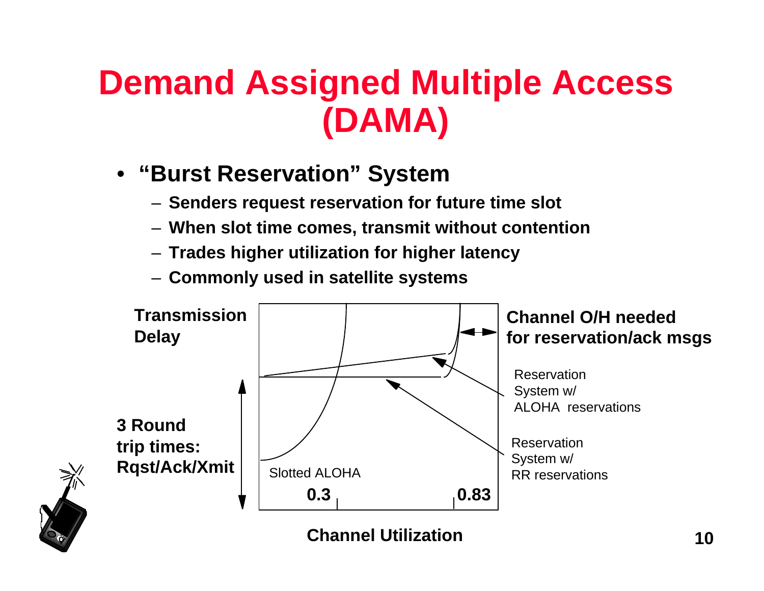# Demand Assigned Multiple Access (DAMA)

- **"Burst Reservation" System**
  - **Senders request reservation for future time slot**
  - **When slot time comes, transmit without contention**
  - **Trades higher utilization for higher latency**
  - **Commonly used in satellite systems**

**Transmission Delay**

**3 Round trip times: Rqst/Ack/Xmit**

Slotted ALOHA

**0.3**

**0.83**

**Channel O/H needed for reservation/ack msgs**

Reservation System w/ ALOHA reservations

Reservation System w/ RR reservations

**Channel Utilization**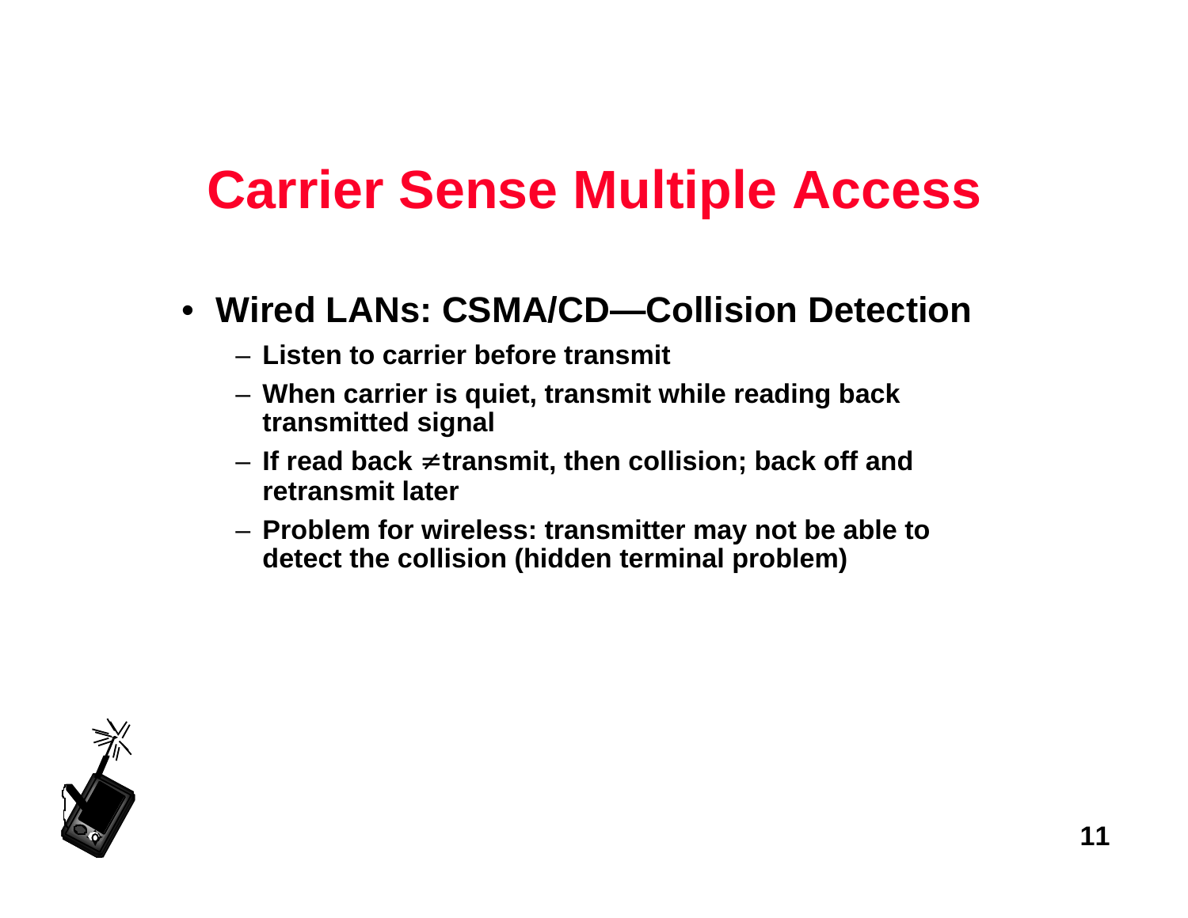# Carrier Sense Multiple Access

- **Wired LANs: CSMA/CD—Collision Detection**
  - **Listen to carrier before transmit**
  - **When carrier is quiet, transmit while reading back transmitted signal**
  - **If read back ≠ transmit, then collision; back off and retransmit later**
  - **Problem for wireless: transmitter may not be able to detect the collision (hidden terminal problem)**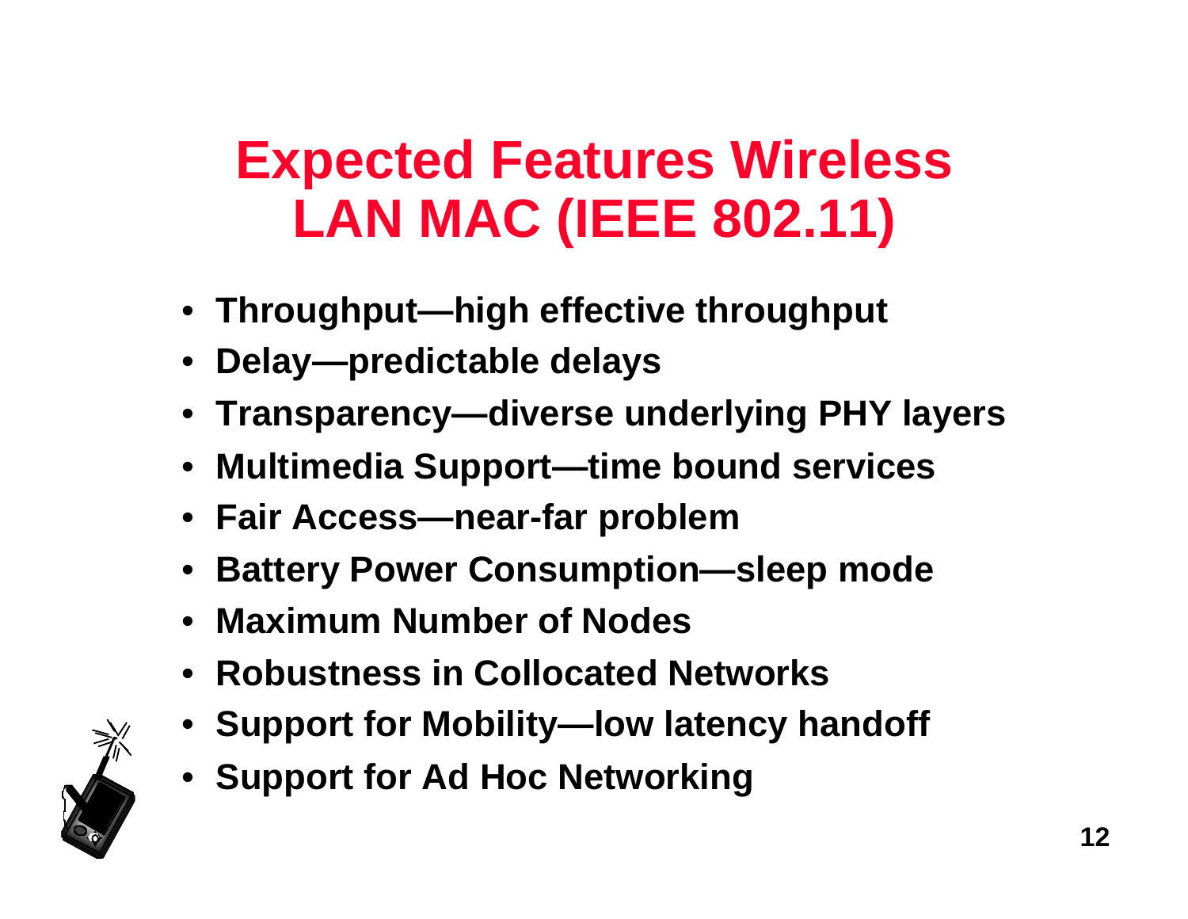# Expected Features Wireless LAN MAC (IEEE 802.11)

- **Throughput—high effective throughput**
- **Delay—predictable delays**
- **Transparency—diverse underlying PHY layers**
- **Multimedia Support—time bound services**
- **Fair Access—near-far problem**
- **Battery Power Consumption—sleep mode**
- **Maximum Number of Nodes**
- **Robustness in Collocated Networks**
- **Support for Mobility—low latency handoff**
- **Support for Ad Hoc Networking**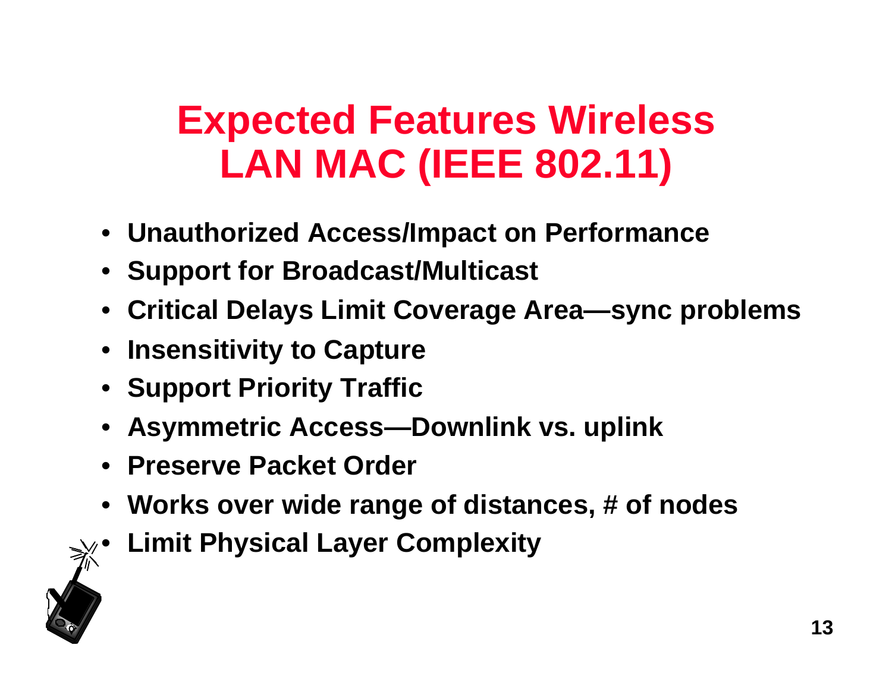# Expected Features Wireless LAN MAC (IEEE 802.11)

- **Unauthorized Access/Impact on Performance**
- **Support for Broadcast/Multicast**
- **Critical Delays Limit Coverage Area—sync problems**
- **Insensitivity to Capture**
- **Support Priority Traffic**
- **Asymmetric Access—Downlink vs. uplink**
- **Preserve Packet Order**
- **Works over wide range of distances, # of nodes**
- **Limit Physical Layer Complexity**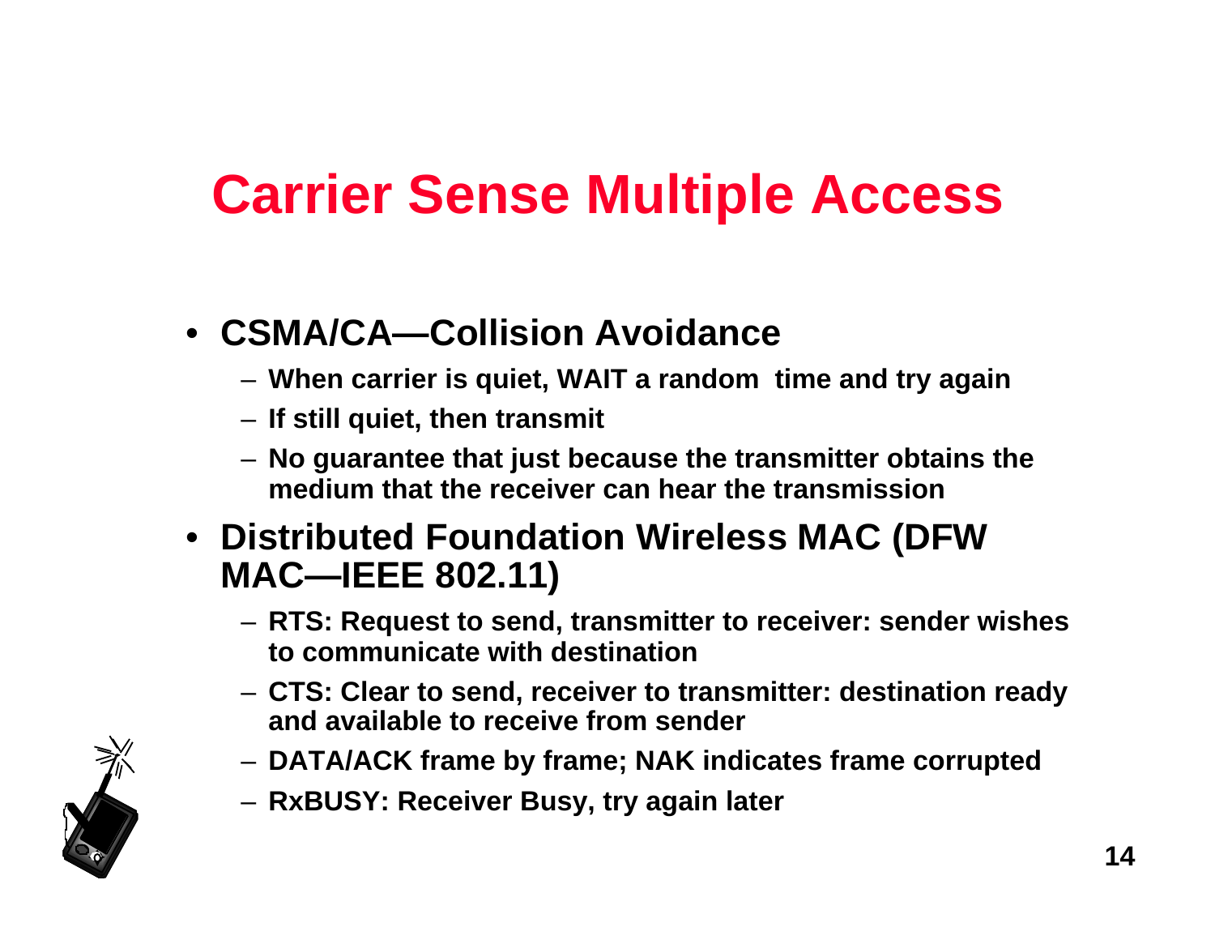# Carrier Sense Multiple Access

- **CSMA/CA—Collision Avoidance**
  - **When carrier is quiet, WAIT a random time and try again**
  - **If still quiet, then transmit**
  - **No guarantee that just because the transmitter obtains the medium that the receiver can hear the transmission**
- **Distributed Foundation Wireless MAC (DFW MAC—IEEE 802.11)**
  - **RTS: Request to send, transmitter to receiver: sender wishes to communicate with destination**
  - **CTS: Clear to send, receiver to transmitter: destination ready and available to receive from sender**
  - **DATA/ACK frame by frame; NAK indicates frame corrupted**
  - **RxBUSY: Receiver Busy, try again later**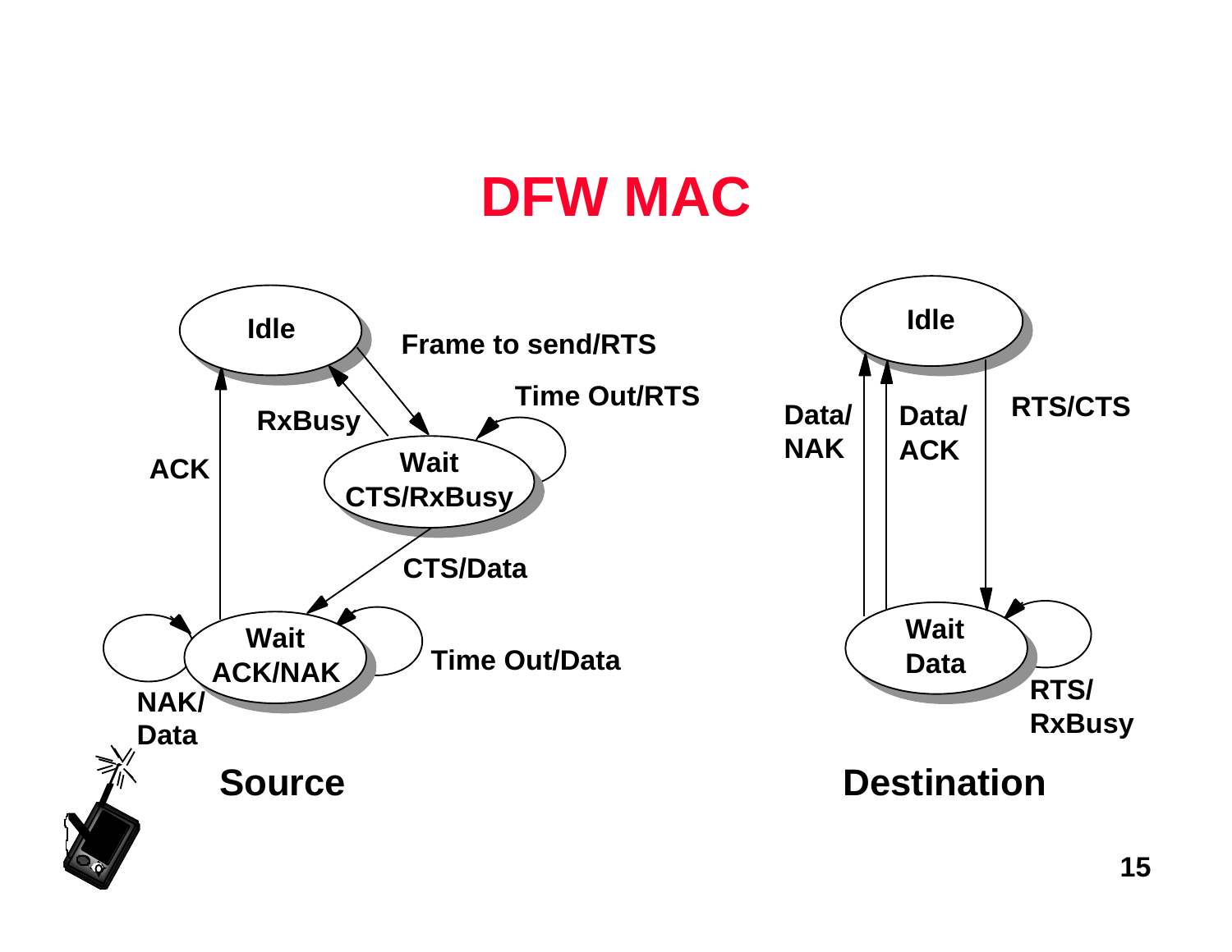# DFW MAC

Idle

Frame to send/RTS

Time Out/RTS

RxBusy

Wait CTS/RxBusy

ACK

CTS/Data

Wait ACK/NAK

Time Out/Data

NAK/ Data

**Source**

Idle

Data/ NAK

Data/ ACK

RTS/CTS

Wait Data

RTS/ RxBusy

**Destination**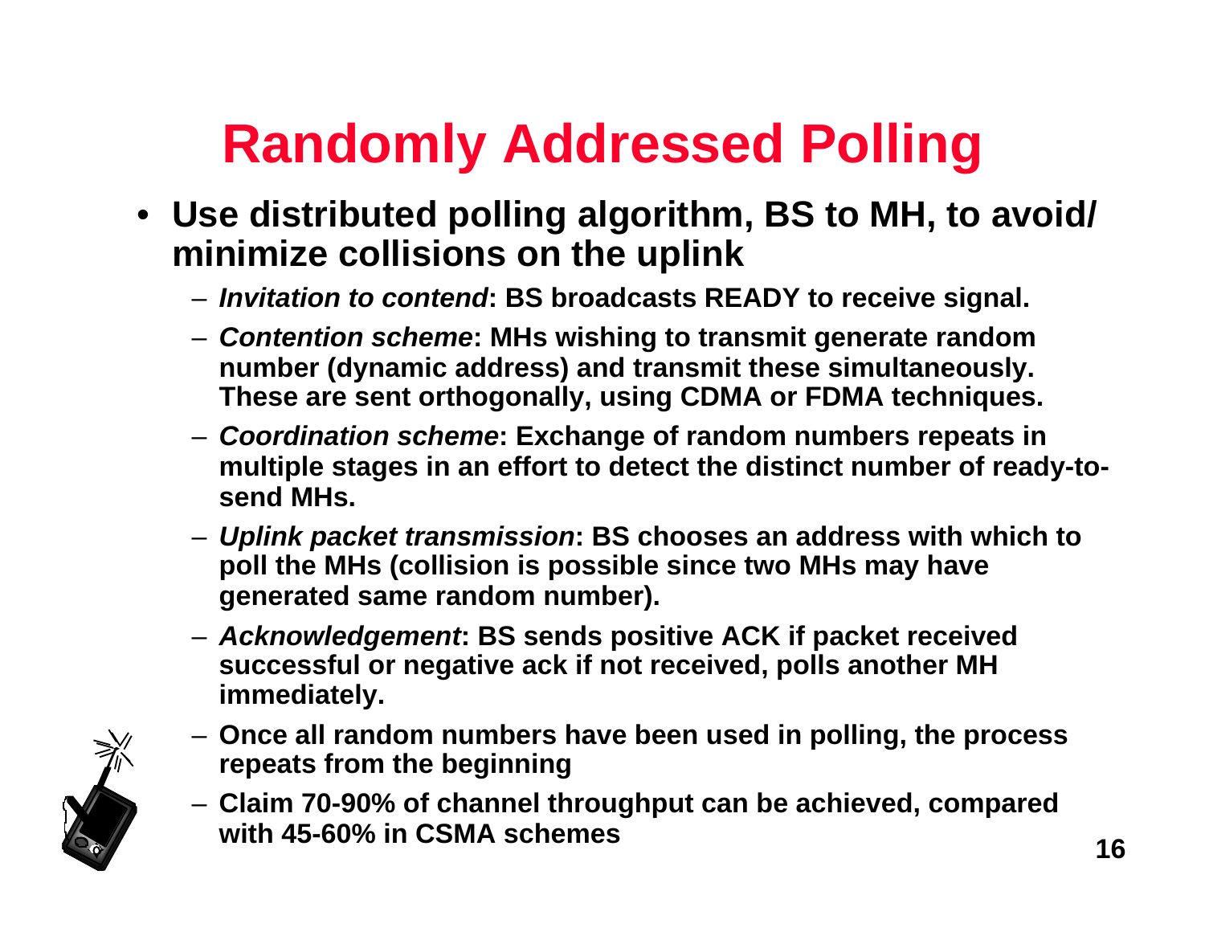# Randomly Addressed Polling

- **Use distributed polling algorithm, BS to MH, to avoid/ minimize collisions on the uplink**
  - ***Invitation to contend*: BS broadcasts READY to receive signal.**
  - ***Contention scheme*: MHs wishing to transmit generate random number (dynamic address) and transmit these simultaneously. These are sent orthogonally, using CDMA or FDMA techniques.**
  - ***Coordination scheme*: Exchange of random numbers repeats in multiple stages in an effort to detect the distinct number of ready-to-send MHs.**
  - ***Uplink packet transmission*: BS chooses an address with which to poll the MHs (collision is possible since two MHs may have generated same random number).**
  - ***Acknowledgement*: BS sends positive ACK if packet received successful or negative ack if not received, polls another MH immediately.**
  - **Once all random numbers have been used in polling, the process repeats from the beginning**
  - **Claim 70-90% of channel throughput can be achieved, compared with 45-60% in CSMA schemes**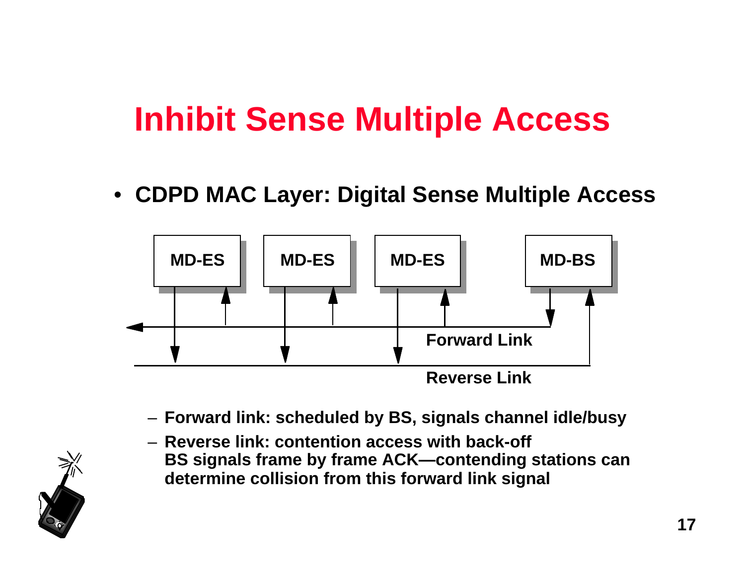# Inhibit Sense Multiple Access

- CDPD MAC Layer: Digital Sense Multiple Access

MD-ES

MD-ES

MD-ES

MD-BS

Forward Link

Reverse Link

  - Forward link: scheduled by BS, signals channel idle/busy
  - Reverse link: contention access with back-off
    BS signals frame by frame ACK—contending stations can determine collision from this forward link signal